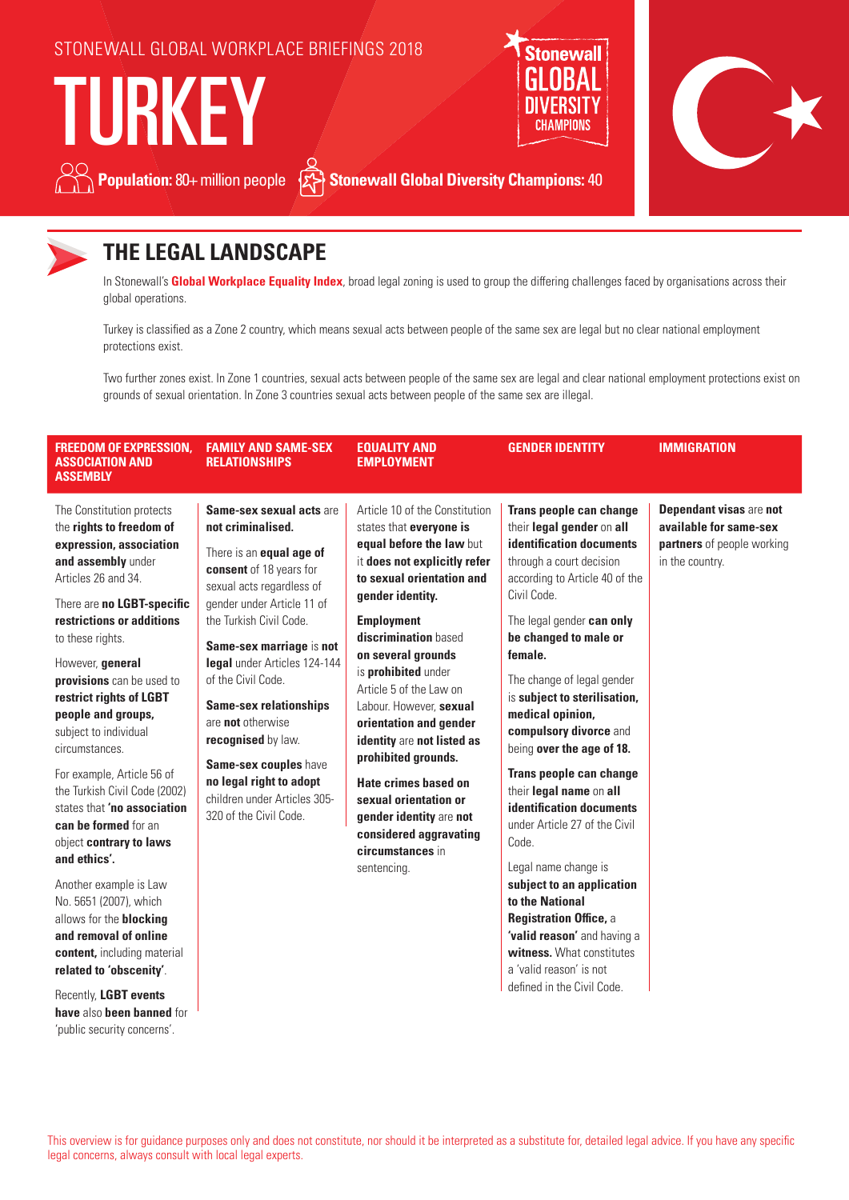STONEWALL GLOBAL WORKPLACE BRIEFINGS 2018

# TURKEY

**Population:** 80+ million people **Stonewall Global Diversity Champions:** 40

## THE LEGAL LANDSCAPE

In Stonewall's **Global Workplace Equality Index**, broad legal zoning is used to group the differing challenges faced by organisations across their global operations.

Turkey is classified as a Zone 2 country, which means sexual acts between people of the same sex are legal but no clear national employment protections exist.

Two further zones exist. In Zone 1 countries, sexual acts between people of the same sex are legal and clear national employment protections exist on grounds of sexual orientation. In Zone 3 countries sexual acts between people of the same sex are illegal.

### FREEDOM OF EXPRESSION, ASSOCIATION AND ASSEMBLY

The Constitution protects the **rights to freedom of expression, association and assembly** under Articles 26 and 34.

There are **no LGBT-specific restrictions or additions** to these rights.

However, **general provisions** can be used to **restrict rights of LGBT people and groups,** subject to individual circumstances.

For example, Article 56 of the Turkish Civil Code (2002) states that **'no association can be formed** for an object **contrary to laws and ethics'.**

Another example is Law No. 5651 (2007), which allows for the **blocking and removal of online content,** including material **related to 'obscenity'**.

Recently, **LGBT events have** also **been banned** for 'public security concerns'.

### FAMILY AND SAME-SEX RELATIONSHIPS

**Same-sex sexual acts** are **not criminalised.**

There is an **equal age of consent** of 18 years for sexual acts regardless of gender under Article 11 of the Turkish Civil Code.

**Same-sex marriage** is **not legal** under Articles 124-144 of the Civil Code.

**Same-sex relationships** are **not** otherwise **recognised** by law.

**Same-sex couples** have **no legal right to adopt** children under Articles 305-320 of the Civil Code.

### EQUALITY AND EMPLOYMENT

Article 10 of the Constitution states that **everyone is equal before the law** but it **does not explicitly refer to sexual orientation and gender identity.**

**Employment discrimination** based **on several grounds** is **prohibited** under Article 5 of the Law on Labour. However, **sexual orientation and gender identity** are **not listed as prohibited grounds.**

**Hate crimes based on sexual orientation or gender identity** are **not considered aggravating circumstances** in sentencing.

### GENDER IDENTITY

**Trans people can change** their **legal gender** on **all identification documents** through a court decision according to Article 40 of the Civil Code.

The legal gender **can only be changed to male or female.**

The change of legal gender is **subject to sterilisation, medical opinion, compulsory divorce** and being **over the age of 18.**

**Trans people can change** their **legal name** on **all identification documents** under Article 27 of the Civil Code.

Legal name change is **subject to an application to the National Registration Office,** a **'valid reason'** and having a **witness.** What constitutes a 'valid reason' is not defined in the Civil Code.

### IMMIGRATION

**Dependant visas** are **not available for same-sex partners** of people working in the country.

This overview is for guidance purposes only and does not constitute, nor should it be interpreted as a substitute for, detailed legal advice. If you have any specific legal concerns, always consult with local legal experts.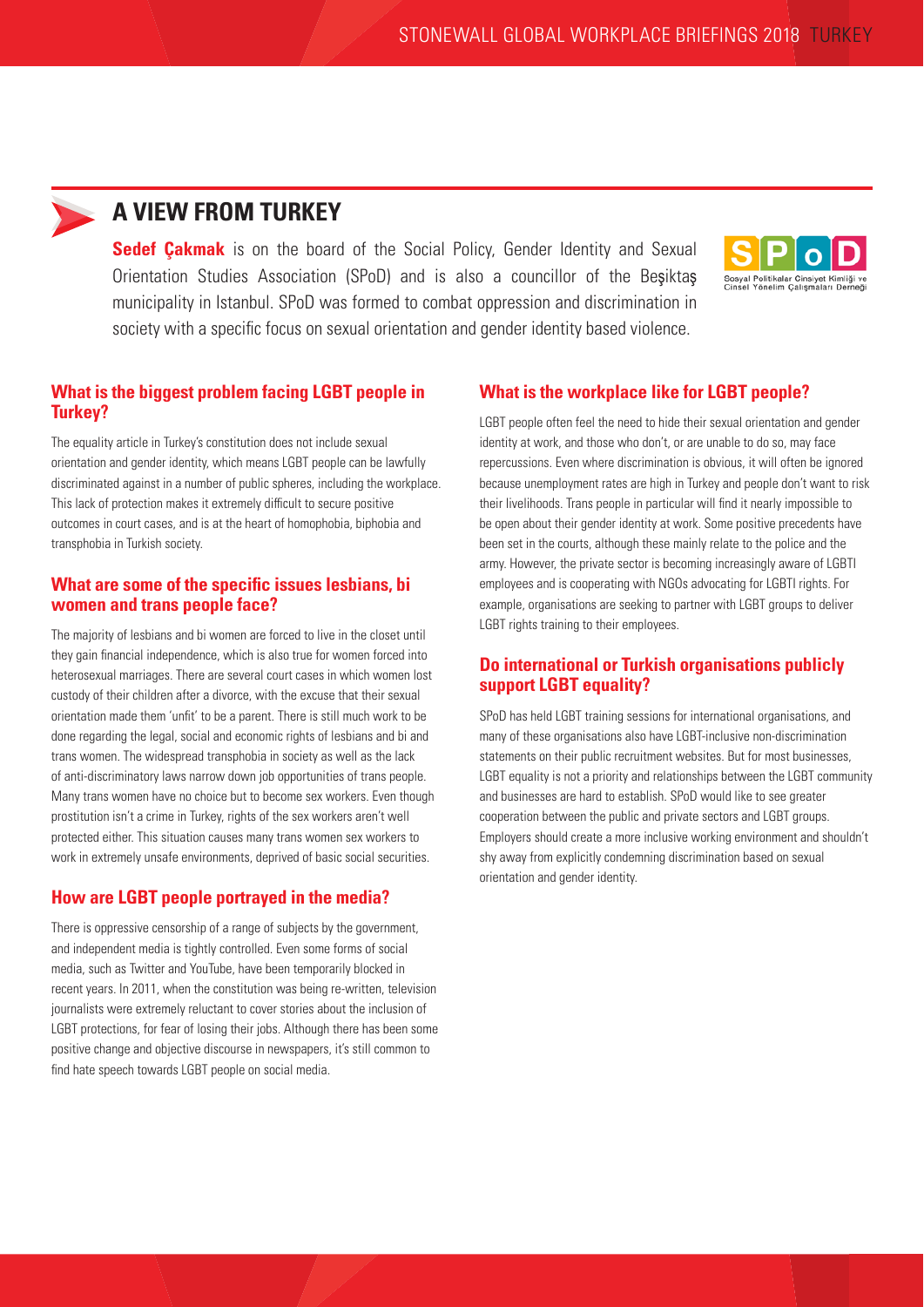## A VIEW FROM TURKEY

**Sedef Çakmak** is on the board of the Social Policy, Gender Identity and Sexual Orientation Studies Association (SPoD) and is also a councillor of the Beşiktaş municipality in Istanbul. SPoD was formed to combat oppression and discrimination in society with a specific focus on sexual orientation and gender identity based violence.

### What is the biggest problem facing LGBT people in Turkey?

The equality article in Turkey's constitution does not include sexual orientation and gender identity, which means LGBT people can be lawfully discriminated against in a number of public spheres, including the workplace. This lack of protection makes it extremely difficult to secure positive outcomes in court cases, and is at the heart of homophobia, biphobia and transphobia in Turkish society.

### What are some of the specific issues lesbians, bi women and trans people face?

The majority of lesbians and bi women are forced to live in the closet until they gain financial independence, which is also true for women forced into heterosexual marriages. There are several court cases in which women lost custody of their children after a divorce, with the excuse that their sexual orientation made them 'unfit' to be a parent. There is still much work to be done regarding the legal, social and economic rights of lesbians and bi and trans women. The widespread transphobia in society as well as the lack of anti-discriminatory laws narrow down job opportunities of trans people. Many trans women have no choice but to become sex workers. Even though prostitution isn't a crime in Turkey, rights of the sex workers aren't well protected either. This situation causes many trans women sex workers to work in extremely unsafe environments, deprived of basic social securities.

### How are LGBT people portrayed in the media?

There is oppressive censorship of a range of subjects by the government, and independent media is tightly controlled. Even some forms of social media, such as Twitter and YouTube, have been temporarily blocked in recent years. In 2011, when the constitution was being re-written, television journalists were extremely reluctant to cover stories about the inclusion of LGBT protections, for fear of losing their jobs. Although there has been some positive change and objective discourse in newspapers, it's still common to find hate speech towards LGBT people on social media.

### What is the workplace like for LGBT people?

LGBT people often feel the need to hide their sexual orientation and gender identity at work, and those who don't, or are unable to do so, may face repercussions. Even where discrimination is obvious, it will often be ignored because unemployment rates are high in Turkey and people don't want to risk their livelihoods. Trans people in particular will find it nearly impossible to be open about their gender identity at work. Some positive precedents have been set in the courts, although these mainly relate to the police and the army. However, the private sector is becoming increasingly aware of LGBTI employees and is cooperating with NGOs advocating for LGBTI rights. For example, organisations are seeking to partner with LGBT groups to deliver LGBT rights training to their employees.

### Do international or Turkish organisations publicly support LGBT equality?

SPoD has held LGBT training sessions for international organisations, and many of these organisations also have LGBT-inclusive non-discrimination statements on their public recruitment websites. But for most businesses, LGBT equality is not a priority and relationships between the LGBT community and businesses are hard to establish. SPoD would like to see greater cooperation between the public and private sectors and LGBT groups. Employers should create a more inclusive working environment and shouldn't shy away from explicitly condemning discrimination based on sexual orientation and gender identity.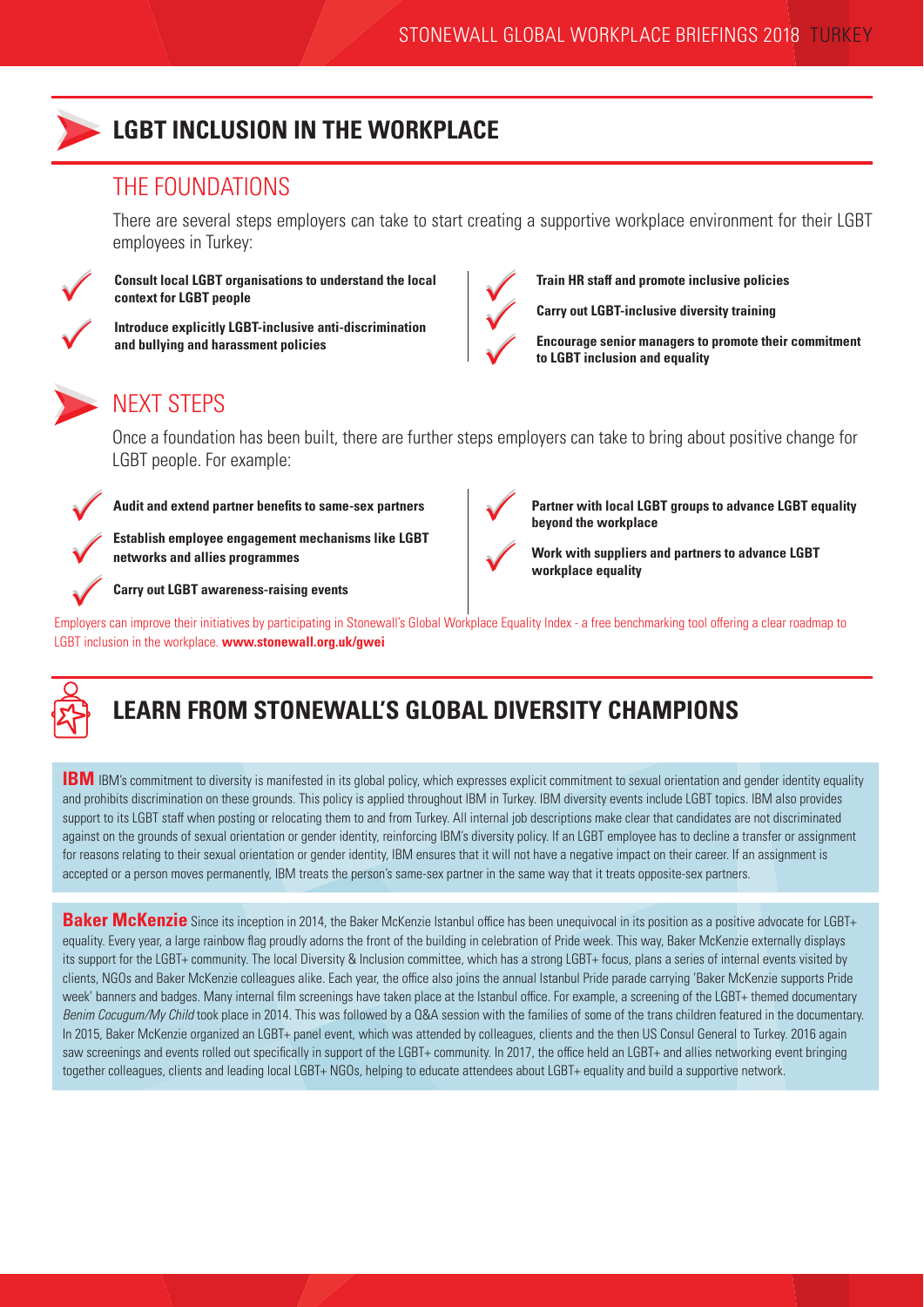# LGBT INCLUSION IN THE WORKPLACE

## THE FOUNDATIONS

There are several steps employers can take to start creating a supportive workplace environment for their LGBT employees in Turkey:

- **Consult local LGBT organisations to understand the local context for LGBT people**
- **Introduce explicitly LGBT-inclusive anti-discrimination and bullying and harassment policies**
- **Train HR staff and promote inclusive policies**
- **Carry out LGBT-inclusive diversity training**
- **Encourage senior managers to promote their commitment to LGBT inclusion and equality**

## NEXT STEPS

Once a foundation has been built, there are further steps employers can take to bring about positive change for LGBT people. For example:

- **Audit and extend partner benefits to same-sex partners**
- **Establish employee engagement mechanisms like LGBT networks and allies programmes**
- **Carry out LGBT awareness-raising events**
- **Partner with local LGBT groups to advance LGBT equality beyond the workplace**
- **Work with suppliers and partners to advance LGBT workplace equality**

Employers can improve their initiatives by participating in Stonewall's Global Workplace Equality Index - a free benchmarking tool offering a clear roadmap to LGBT inclusion in the workplace. **www.stonewall.org.uk/gwei**

# LEARN FROM STONEWALL'S GLOBAL DIVERSITY CHAMPIONS

**IBM** IBM's commitment to diversity is manifested in its global policy, which expresses explicit commitment to sexual orientation and gender identity equality and prohibits discrimination on these grounds. This policy is applied throughout IBM in Turkey. IBM diversity events include LGBT topics. IBM also provides support to its LGBT staff when posting or relocating them to and from Turkey. All internal job descriptions make clear that candidates are not discriminated against on the grounds of sexual orientation or gender identity, reinforcing IBM's diversity policy. If an LGBT employee has to decline a transfer or assignment for reasons relating to their sexual orientation or gender identity, IBM ensures that it will not have a negative impact on their career. If an assignment is accepted or a person moves permanently, IBM treats the person's same-sex partner in the same way that it treats opposite-sex partners.

**Baker McKenzie** Since its inception in 2014, the Baker McKenzie Istanbul office has been unequivocal in its position as a positive advocate for LGBT+ equality. Every year, a large rainbow flag proudly adorns the front of the building in celebration of Pride week. This way, Baker McKenzie externally displays its support for the LGBT+ community. The local Diversity & Inclusion committee, which has a strong LGBT+ focus, plans a series of internal events visited by clients, NGOs and Baker McKenzie colleagues alike. Each year, the office also joins the annual Istanbul Pride parade carrying 'Baker McKenzie supports Pride week' banners and badges. Many internal film screenings have taken place at the Istanbul office. For example, a screening of the LGBT+ themed documentary *Benim Cocugum/My Child* took place in 2014. This was followed by a Q&A session with the families of some of the trans children featured in the documentary. In 2015, Baker McKenzie organized an LGBT+ panel event, which was attended by colleagues, clients and the then US Consul General to Turkey. 2016 again saw screenings and events rolled out specifically in support of the LGBT+ community. In 2017, the office held an LGBT+ and allies networking event bringing together colleagues, clients and leading local LGBT+ NGOs, helping to educate attendees about LGBT+ equality and build a supportive network.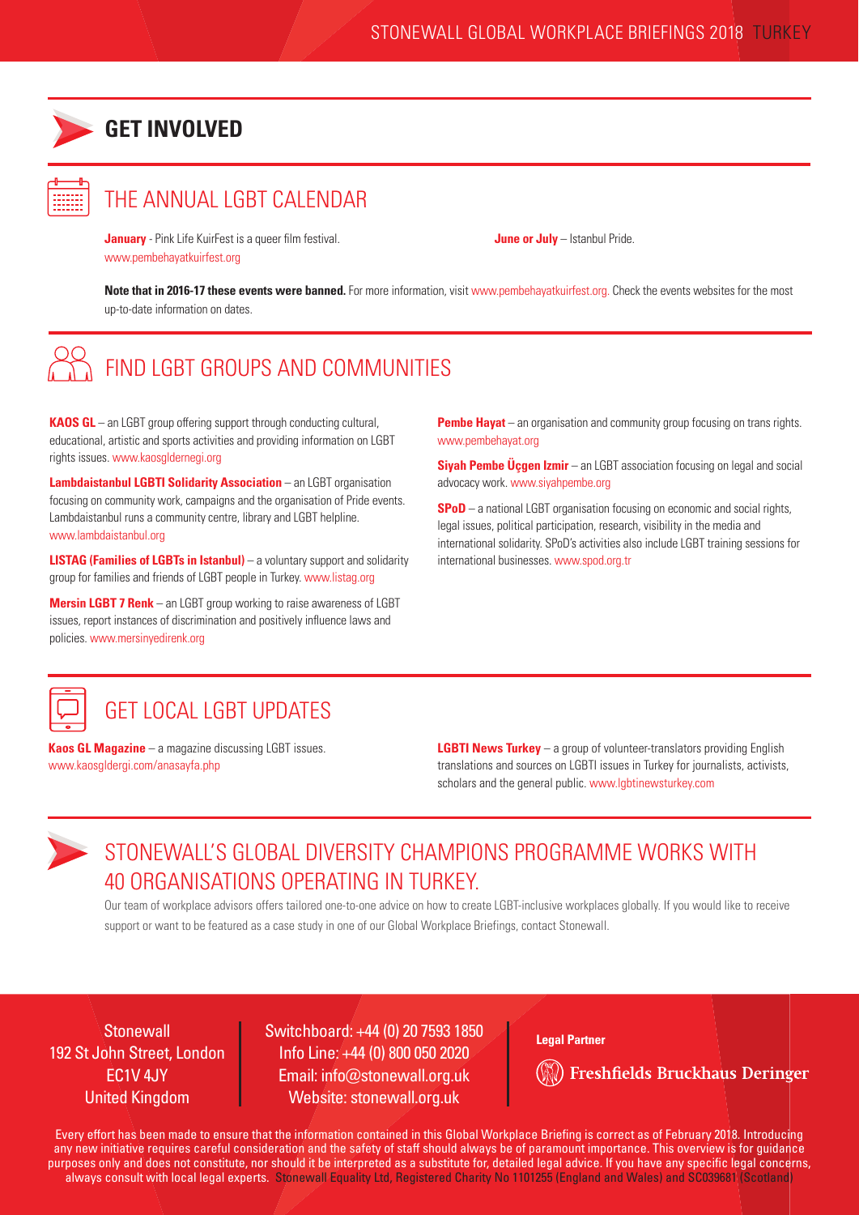# GET INVOLVED

## THE ANNUAL LGBT CALENDAR

**January** - Pink Life KuirFest is a queer film festival. www.pembehayatkuirfest.org

**June or July** – Istanbul Pride.

**Note that in 2016-17 these events were banned.** For more information, visit www.pembehayatkuirfest.org. Check the events websites for the most up-to-date information on dates.

## FIND LGBT GROUPS AND COMMUNITIES

**KAOS GL** – an LGBT group offering support through conducting cultural, educational, artistic and sports activities and providing information on LGBT rights issues. www.kaosgldernegi.org

**Lambdaistanbul LGBTI Solidarity Association** – an LGBT organisation focusing on community work, campaigns and the organisation of Pride events. Lambdaistanbul runs a community centre, library and LGBT helpline. www.lambdaistanbul.org

**LISTAG (Families of LGBTs in Istanbul)** – a voluntary support and solidarity group for families and friends of LGBT people in Turkey. www.listag.org

**Mersin LGBT 7 Renk** – an LGBT group working to raise awareness of LGBT issues, report instances of discrimination and positively influence laws and policies. www.mersinyedirenk.org

**Pembe Hayat** – an organisation and community group focusing on trans rights. www.pembehayat.org

**Siyah Pembe Üçgen Izmir** – an LGBT association focusing on legal and social advocacy work. www.siyahpembe.org

**SPoD** – a national LGBT organisation focusing on economic and social rights, legal issues, political participation, research, visibility in the media and international solidarity. SPoD's activities also include LGBT training sessions for international businesses. www.spod.org.tr

## GET LOCAL LGBT UPDATES

**Kaos GL Magazine** – a magazine discussing LGBT issues. www.kaosgldergi.com/anasayfa.php

**LGBTI News Turkey** – a group of volunteer-translators providing English translations and sources on LGBTI issues in Turkey for journalists, activists, scholars and the general public. www.lgbtinewsturkey.com

## STONEWALL'S GLOBAL DIVERSITY CHAMPIONS PROGRAMME WORKS WITH 40 ORGANISATIONS OPERATING IN TURKEY.

Our team of workplace advisors offers tailored one-to-one advice on how to create LGBT-inclusive workplaces globally. If you would like to receive support or want to be featured as a case study in one of our Global Workplace Briefings, contact Stonewall.

Stonewall
192 St John Street, London
EC1V 4JY
United Kingdom

Switchboard: +44 (0) 20 7593 1850
Info Line: +44 (0) 800 050 2020
Email: info@stonewall.org.uk
Website: stonewall.org.uk

**Legal Partner**

Freshfields Bruckhaus Deringer

Every effort has been made to ensure that the information contained in this Global Workplace Briefing is correct as of February 2018. Introducing any new initiative requires careful consideration and the safety of staff should always be of paramount importance. This overview is for guidance purposes only and does not constitute, nor should it be interpreted as a substitute for, detailed legal advice. If you have any specific legal concerns, always consult with local legal experts. Stonewall Equality Ltd, Registered Charity No 1101255 (England and Wales) and SC039681 (Scotland)